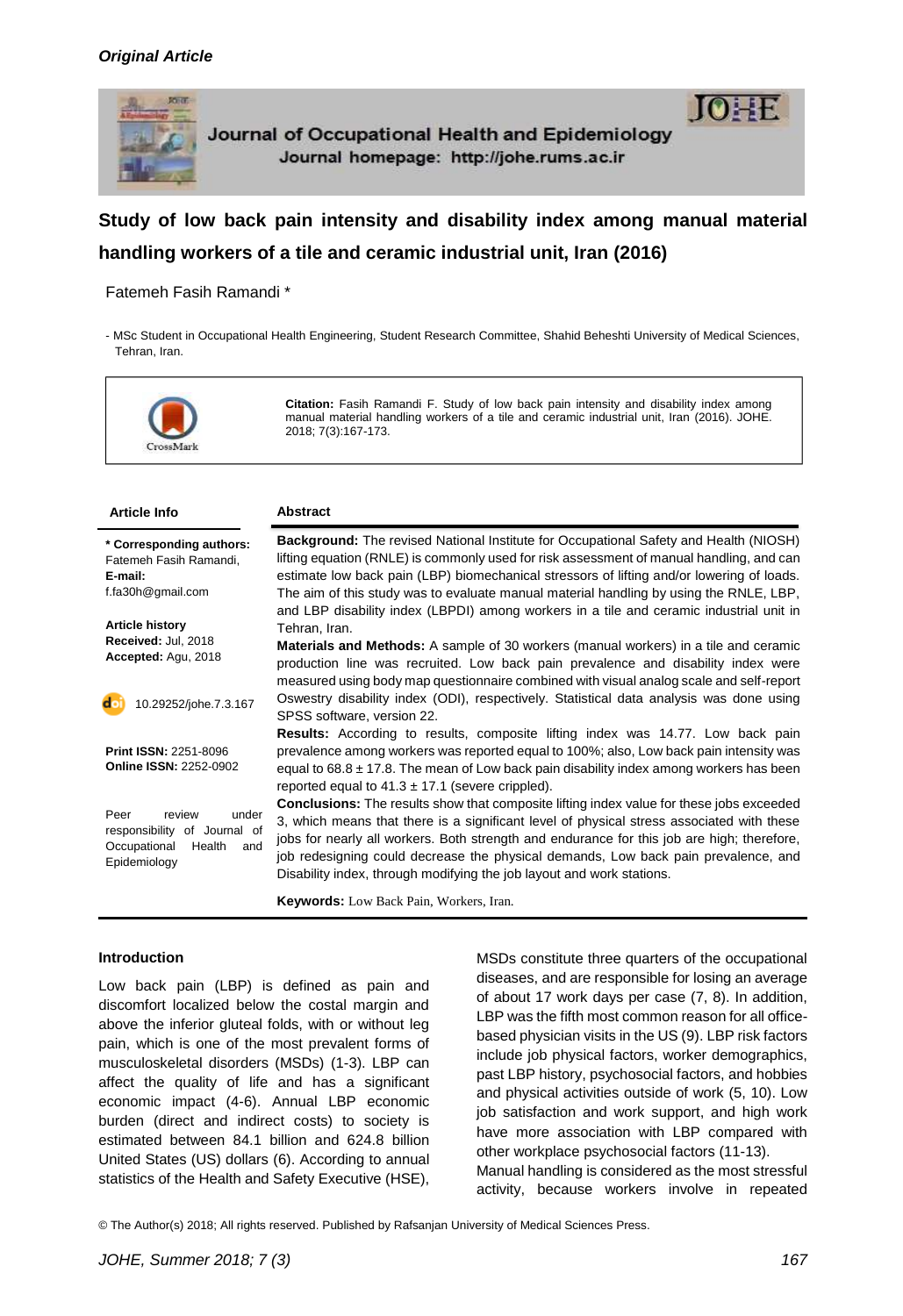*Original Article*

Journal of Occupational Health and Epidemiology
Journal homepage: http://johe.rums.ac.ir

# Study of low back pain intensity and disability index among manual material handling workers of a tile and ceramic industrial unit, Iran (2016)

Fatemeh Fasih Ramandi *

- MSc Student in Occupational Health Engineering, Student Research Committee, Shahid Beheshti University of Medical Sciences, Tehran, Iran.

**Citation:** Fasih Ramandi F. Study of low back pain intensity and disability index among manual material handling workers of a tile and ceramic industrial unit, Iran (2016). JOHE. 2018; 7(3):167-173.

**Article Info**

**\* Corresponding authors:** Fatemeh Fasih Ramandi,
**E-mail:** f.fa30h@gmail.com

**Article history**
**Received:** Jul, 2018
**Accepted:** Agu, 2018

10.29252/johe.7.3.167

**Print ISSN:** 2251-8096
**Online ISSN:** 2252-0902

Peer review under responsibility of Journal of Occupational Health and Epidemiology

**Abstract**

**Background:** The revised National Institute for Occupational Safety and Health (NIOSH) lifting equation (RNLE) is commonly used for risk assessment of manual handling, and can estimate low back pain (LBP) biomechanical stressors of lifting and/or lowering of loads. The aim of this study was to evaluate manual material handling by using the RNLE, LBP, and LBP disability index (LBPDI) among workers in a tile and ceramic industrial unit in Tehran, Iran.

**Materials and Methods:** A sample of 30 workers (manual workers) in a tile and ceramic production line was recruited. Low back pain prevalence and disability index were measured using body map questionnaire combined with visual analog scale and self-report Oswestry disability index (ODI), respectively. Statistical data analysis was done using SPSS software, version 22.

**Results:** According to results, composite lifting index was 14.77. Low back pain prevalence among workers was reported equal to 100%; also, Low back pain intensity was equal to 68.8 ± 17.8. The mean of Low back pain disability index among workers has been reported equal to 41.3 ± 17.1 (severe crippled).

**Conclusions:** The results show that composite lifting index value for these jobs exceeded 3, which means that there is a significant level of physical stress associated with these jobs for nearly all workers. Both strength and endurance for this job are high; therefore, job redesigning could decrease the physical demands, Low back pain prevalence, and Disability index, through modifying the job layout and work stations.

**Keywords:** Low Back Pain, Workers, Iran.

## Introduction

Low back pain (LBP) is defined as pain and discomfort localized below the costal margin and above the inferior gluteal folds, with or without leg pain, which is one of the most prevalent forms of musculoskeletal disorders (MSDs) (1-3). LBP can affect the quality of life and has a significant economic impact (4-6). Annual LBP economic burden (direct and indirect costs) to society is estimated between 84.1 billion and 624.8 billion United States (US) dollars (6). According to annual statistics of the Health and Safety Executive (HSE), MSDs constitute three quarters of the occupational diseases, and are responsible for losing an average of about 17 work days per case (7, 8). In addition, LBP was the fifth most common reason for all office-based physician visits in the US (9). LBP risk factors include job physical factors, worker demographics, past LBP history, psychosocial factors, and hobbies and physical activities outside of work (5, 10). Low job satisfaction and work support, and high work have more association with LBP compared with other workplace psychosocial factors (11-13).

Manual handling is considered as the most stressful activity, because workers involve in repeated

© The Author(s) 2018; All rights reserved. Published by Rafsanjan University of Medical Sciences Press.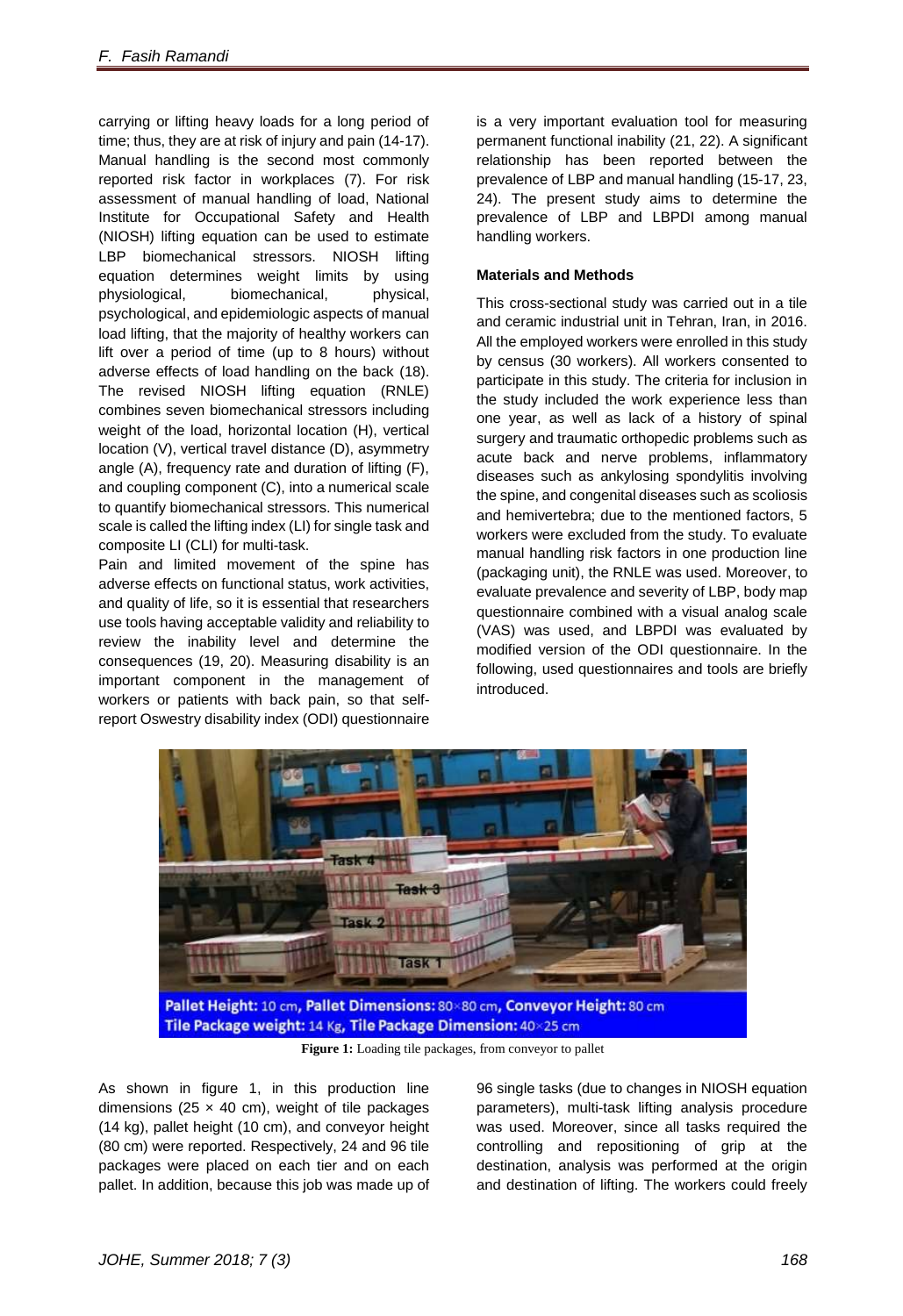carrying or lifting heavy loads for a long period of time; thus, they are at risk of injury and pain (14-17). Manual handling is the second most commonly reported risk factor in workplaces (7). For risk assessment of manual handling of load, National Institute for Occupational Safety and Health (NIOSH) lifting equation can be used to estimate LBP biomechanical stressors. NIOSH lifting equation determines weight limits by using physiological, biomechanical, physical, psychological, and epidemiologic aspects of manual load lifting, that the majority of healthy workers can lift over a period of time (up to 8 hours) without adverse effects of load handling on the back (18). The revised NIOSH lifting equation (RNLE) combines seven biomechanical stressors including weight of the load, horizontal location (H), vertical location (V), vertical travel distance (D), asymmetry angle (A), frequency rate and duration of lifting (F), and coupling component (C), into a numerical scale to quantify biomechanical stressors. This numerical scale is called the lifting index (LI) for single task and composite LI (CLI) for multi-task.

Pain and limited movement of the spine has adverse effects on functional status, work activities, and quality of life, so it is essential that researchers use tools having acceptable validity and reliability to review the inability level and determine the consequences (19, 20). Measuring disability is an important component in the management of workers or patients with back pain, so that self-report Oswestry disability index (ODI) questionnaire is a very important evaluation tool for measuring permanent functional inability (21, 22). A significant relationship has been reported between the prevalence of LBP and manual handling (15-17, 23, 24). The present study aims to determine the prevalence of LBP and LBPDI among manual handling workers.

**Materials and Methods**

This cross-sectional study was carried out in a tile and ceramic industrial unit in Tehran, Iran, in 2016. All the employed workers were enrolled in this study by census (30 workers). All workers consented to participate in this study. The criteria for inclusion in the study included the work experience less than one year, as well as lack of a history of spinal surgery and traumatic orthopedic problems such as acute back and nerve problems, inflammatory diseases such as ankylosing spondylitis involving the spine, and congenital diseases such as scoliosis and hemivertebra; due to the mentioned factors, 5 workers were excluded from the study. To evaluate manual handling risk factors in one production line (packaging unit), the RNLE was used. Moreover, to evaluate prevalence and severity of LBP, body map questionnaire combined with a visual analog scale (VAS) was used, and LBPDI was evaluated by modified version of the ODI questionnaire. In the following, used questionnaires and tools are briefly introduced.

**Figure 1:** Loading tile packages, from conveyor to pallet

As shown in figure 1, in this production line dimensions (25 × 40 cm), weight of tile packages (14 kg), pallet height (10 cm), and conveyor height (80 cm) were reported. Respectively, 24 and 96 tile packages were placed on each tier and on each pallet. In addition, because this job was made up of 96 single tasks (due to changes in NIOSH equation parameters), multi-task lifting analysis procedure was used. Moreover, since all tasks required the controlling and repositioning of grip at the destination, analysis was performed at the origin and destination of lifting. The workers could freely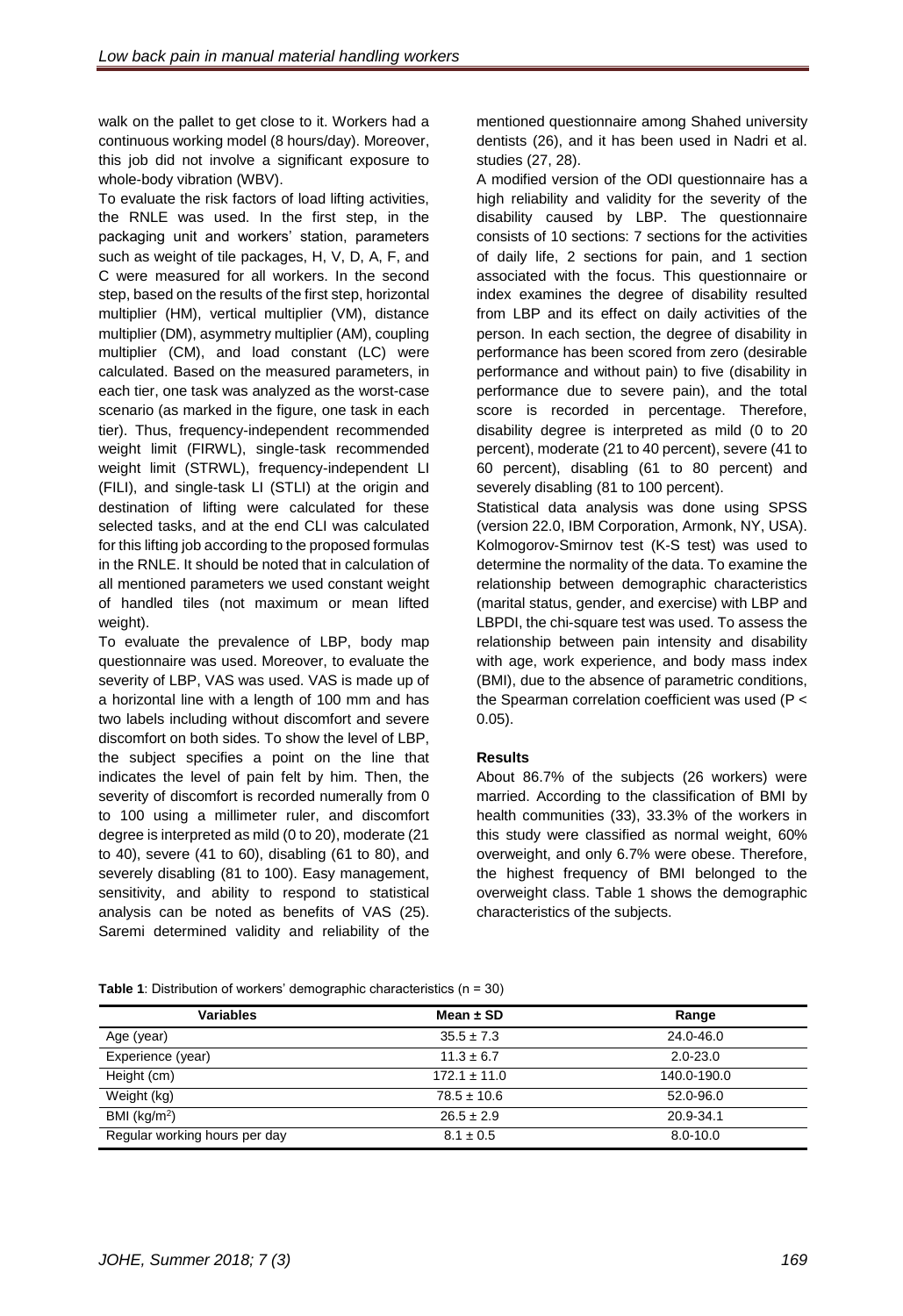walk on the pallet to get close to it. Workers had a continuous working model (8 hours/day). Moreover, this job did not involve a significant exposure to whole-body vibration (WBV).

To evaluate the risk factors of load lifting activities, the RNLE was used. In the first step, in the packaging unit and workers' station, parameters such as weight of tile packages, H, V, D, A, F, and C were measured for all workers. In the second step, based on the results of the first step, horizontal multiplier (HM), vertical multiplier (VM), distance multiplier (DM), asymmetry multiplier (AM), coupling multiplier (CM), and load constant (LC) were calculated. Based on the measured parameters, in each tier, one task was analyzed as the worst-case scenario (as marked in the figure, one task in each tier). Thus, frequency-independent recommended weight limit (FIRWL), single-task recommended weight limit (STRWL), frequency-independent LI (FILI), and single-task LI (STLI) at the origin and destination of lifting were calculated for these selected tasks, and at the end CLI was calculated for this lifting job according to the proposed formulas in the RNLE. It should be noted that in calculation of all mentioned parameters we used constant weight of handled tiles (not maximum or mean lifted weight).

To evaluate the prevalence of LBP, body map questionnaire was used. Moreover, to evaluate the severity of LBP, VAS was used. VAS is made up of a horizontal line with a length of 100 mm and has two labels including without discomfort and severe discomfort on both sides. To show the level of LBP, the subject specifies a point on the line that indicates the level of pain felt by him. Then, the severity of discomfort is recorded numerally from 0 to 100 using a millimeter ruler, and discomfort degree is interpreted as mild (0 to 20), moderate (21 to 40), severe (41 to 60), disabling (61 to 80), and severely disabling (81 to 100). Easy management, sensitivity, and ability to respond to statistical analysis can be noted as benefits of VAS (25). Saremi determined validity and reliability of the mentioned questionnaire among Shahed university dentists (26), and it has been used in Nadri et al. studies (27, 28).

A modified version of the ODI questionnaire has a high reliability and validity for the severity of the disability caused by LBP. The questionnaire consists of 10 sections: 7 sections for the activities of daily life, 2 sections for pain, and 1 section associated with the focus. This questionnaire or index examines the degree of disability resulted from LBP and its effect on daily activities of the person. In each section, the degree of disability in performance has been scored from zero (desirable performance and without pain) to five (disability in performance due to severe pain), and the total score is recorded in percentage. Therefore, disability degree is interpreted as mild (0 to 20 percent), moderate (21 to 40 percent), severe (41 to 60 percent), disabling (61 to 80 percent) and severely disabling (81 to 100 percent).

Statistical data analysis was done using SPSS (version 22.0, IBM Corporation, Armonk, NY, USA). Kolmogorov-Smirnov test (K-S test) was used to determine the normality of the data. To examine the relationship between demographic characteristics (marital status, gender, and exercise) with LBP and LBPDI, the chi-square test was used. To assess the relationship between pain intensity and disability with age, work experience, and body mass index (BMI), due to the absence of parametric conditions, the Spearman correlation coefficient was used ($P < 0.05$).

## Results

About 86.7% of the subjects (26 workers) were married. According to the classification of BMI by health communities (33), 33.3% of the workers in this study were classified as normal weight, 60% overweight, and only 6.7% were obese. Therefore, the highest frequency of BMI belonged to the overweight class. Table 1 shows the demographic characteristics of the subjects.

**Table 1**: Distribution of workers' demographic characteristics (n = 30)

| Variables | Mean ± SD | Range |
|---|---|---|
| Age (year) | 35.5 ± 7.3 | 24.0-46.0 |
| Experience (year) | 11.3 ± 6.7 | 2.0-23.0 |
| Height (cm) | 172.1 ± 11.0 | 140.0-190.0 |
| Weight (kg) | 78.5 ± 10.6 | 52.0-96.0 |
| BMI ($kg/m^2$) | 26.5 ± 2.9 | 20.9-34.1 |
| Regular working hours per day | 8.1 ± 0.5 | 8.0-10.0 |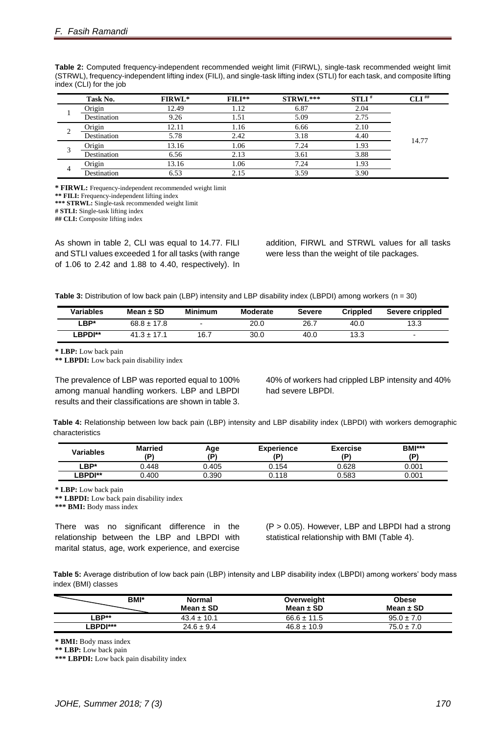**Table 2:** Computed frequency-independent recommended weight limit (FIRWL), single-task recommended weight limit (STRWL), frequency-independent lifting index (FILI), and single-task lifting index (STLI) for each task, and composite lifting index (CLI) for the job

| Task No. | | FIRWL* | FILI** | STRWL*** | STLI # | CLI ## |
|---|---|---|---|---|---|---|
| 1 | Origin | 12.49 | 1.12 | 6.87 | 2.04 | 14.77 |
| | Destination | 9.26 | 1.51 | 5.09 | 2.75 | |
| 2 | Origin | 12.11 | 1.16 | 6.66 | 2.10 | |
| | Destination | 5.78 | 2.42 | 3.18 | 4.40 | |
| 3 | Origin | 13.16 | 1.06 | 7.24 | 1.93 | |
| | Destination | 6.56 | 2.13 | 3.61 | 3.88 | |
| 4 | Origin | 13.16 | 1.06 | 7.24 | 1.93 | |
| | Destination | 6.53 | 2.15 | 3.59 | 3.90 | |

**\* FIRWL:** Frequency-independent recommended weight limit
**\*\* FILI:** Frequency-independent lifting index
**\*\*\* STRWL:** Single-task recommended weight limit
**# STLI:** Single-task lifting index
**## CLI:** Composite lifting index

As shown in table 2, CLI was equal to 14.77. FILI and STLI values exceeded 1 for all tasks (with range of 1.06 to 2.42 and 1.88 to 4.40, respectively). In addition, FIRWL and STRWL values for all tasks were less than the weight of tile packages.

**Table 3:** Distribution of low back pain (LBP) intensity and LBP disability index (LBPDI) among workers (n = 30)

| Variables | Mean ± SD | Minimum | Moderate | Severe | Crippled | Severe crippled |
|---|---|---|---|---|---|---|
| LBP* | 68.8 ± 17.8 | - | 20.0 | 26.7 | 40.0 | 13.3 |
| LBPDI** | 41.3 ± 17.1 | 16.7 | 30.0 | 40.0 | 13.3 | - |

**\* LBP:** Low back pain
**\*\* LBPDI:** Low back pain disability index

The prevalence of LBP was reported equal to 100% among manual handling workers. LBP and LBPDI results and their classifications are shown in table 3. 40% of workers had crippled LBP intensity and 40% had severe LBPDI.

**Table 4:** Relationship between low back pain (LBP) intensity and LBP disability index (LBPDI) with workers demographic characteristics

| Variables | Married (P) | Age (P) | Experience (P) | Exercise (P) | BMI*** (P) |
|---|---|---|---|---|---|
| LBP* | 0.448 | 0.405 | 0.154 | 0.628 | 0.001 |
| LBPDI** | 0.400 | 0.390 | 0.118 | 0.583 | 0.001 |

**\* LBP:** Low back pain
**\*\* LBPDI:** Low back pain disability index
**\*\*\* BMI:** Body mass index

There was no significant difference in the relationship between the LBP and LBPDI with marital status, age, work experience, and exercise ($P > 0.05$). However, LBP and LBPDI had a strong statistical relationship with BMI (Table 4).

**Table 5:** Average distribution of low back pain (LBP) intensity and LBP disability index (LBPDI) among workers' body mass index (BMI) classes

| BMI* | Normal Mean ± SD | Overweight Mean ± SD | Obese Mean ± SD |
|---|---|---|---|
| LBP** | 43.4 ± 10.1 | 66.6 ± 11.5 | 95.0 ± 7.0 |
| LBPDI*** | 24.6 ± 9.4 | 46.8 ± 10.9 | 75.0 ± 7.0 |

**\* BMI:** Body mass index
**\*\* LBP:** Low back pain
**\*\*\* LBPDI:** Low back pain disability index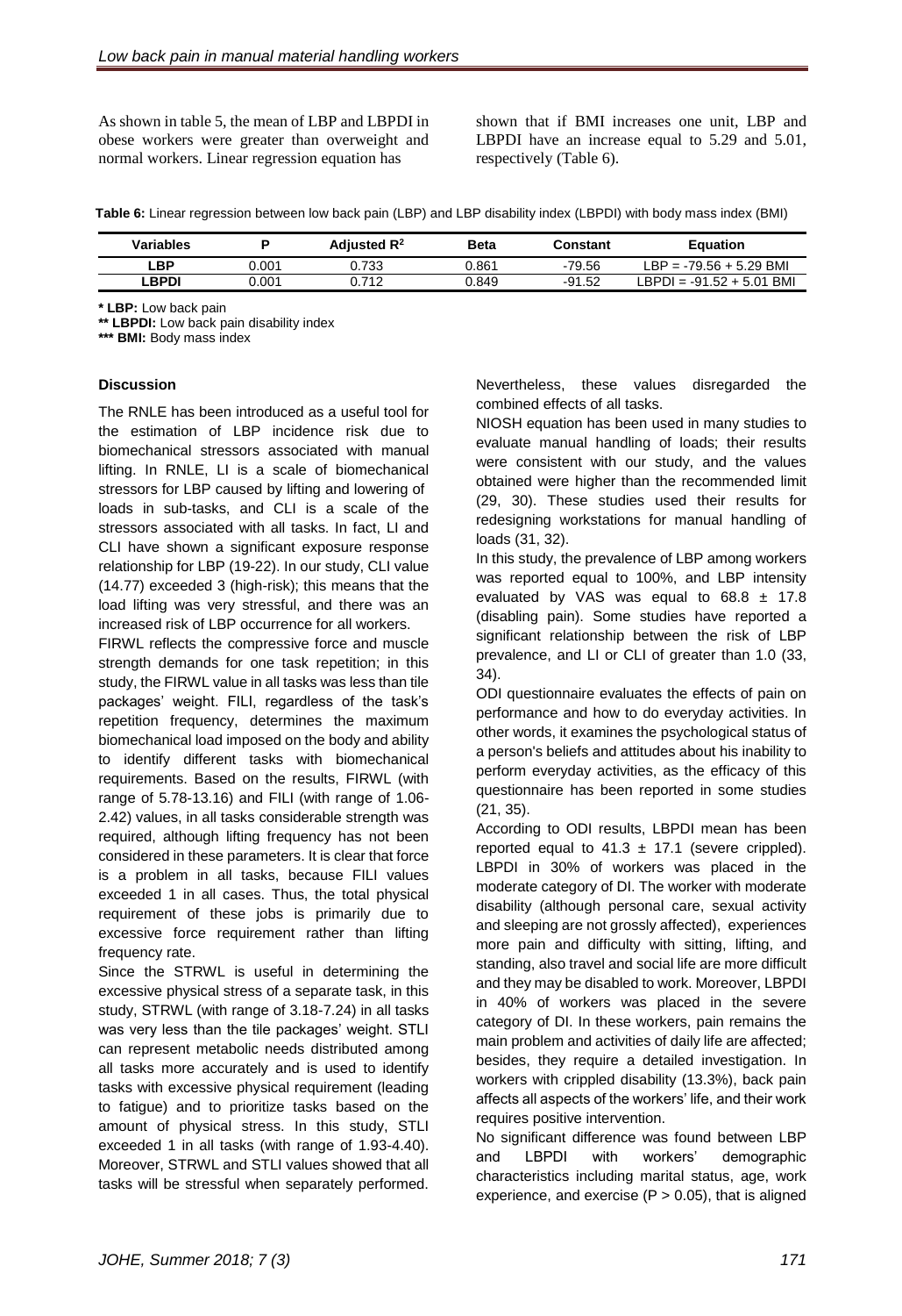As shown in table 5, the mean of LBP and LBPDI in obese workers were greater than overweight and normal workers. Linear regression equation has shown that if BMI increases one unit, LBP and LBPDI have an increase equal to 5.29 and 5.01, respectively (Table 6).

**Table 6:** Linear regression between low back pain (LBP) and LBP disability index (LBPDI) with body mass index (BMI)

| Variables | P | Adjusted $R^2$ | Beta | Constant | Equation |
|---|---|---|---|---|---|
| **LBP** | 0.001 | 0.733 | 0.861 | -79.56 | LBP = -79.56 + 5.29 BMI |
| **LBPDI** | 0.001 | 0.712 | 0.849 | -91.52 | LBPDI = -91.52 + 5.01 BMI |

**\* LBP:** Low back pain
**\*\* LBPDI:** Low back pain disability index
**\*\*\* BMI:** Body mass index

### Discussion

The RNLE has been introduced as a useful tool for the estimation of LBP incidence risk due to biomechanical stressors associated with manual lifting. In RNLE, LI is a scale of biomechanical stressors for LBP caused by lifting and lowering of loads in sub-tasks, and CLI is a scale of the stressors associated with all tasks. In fact, LI and CLI have shown a significant exposure response relationship for LBP (19-22). In our study, CLI value (14.77) exceeded 3 (high-risk); this means that the load lifting was very stressful, and there was an increased risk of LBP occurrence for all workers.

FIRWL reflects the compressive force and muscle strength demands for one task repetition; in this study, the FIRWL value in all tasks was less than tile packages' weight. FILI, regardless of the task's repetition frequency, determines the maximum biomechanical load imposed on the body and ability to identify different tasks with biomechanical requirements. Based on the results, FIRWL (with range of 5.78-13.16) and FILI (with range of 1.06-2.42) values, in all tasks considerable strength was required, although lifting frequency has not been considered in these parameters. It is clear that force is a problem in all tasks, because FILI values exceeded 1 in all cases. Thus, the total physical requirement of these jobs is primarily due to excessive force requirement rather than lifting frequency rate.

Since the STRWL is useful in determining the excessive physical stress of a separate task, in this study, STRWL (with range of 3.18-7.24) in all tasks was very less than the tile packages' weight. STLI can represent metabolic needs distributed among all tasks more accurately and is used to identify tasks with excessive physical requirement (leading to fatigue) and to prioritize tasks based on the amount of physical stress. In this study, STLI exceeded 1 in all tasks (with range of 1.93-4.40). Moreover, STRWL and STLI values showed that all tasks will be stressful when separately performed. Nevertheless, these values disregarded the combined effects of all tasks.

NIOSH equation has been used in many studies to evaluate manual handling of loads; their results were consistent with our study, and the values obtained were higher than the recommended limit (29, 30). These studies used their results for redesigning workstations for manual handling of loads (31, 32).

In this study, the prevalence of LBP among workers was reported equal to 100%, and LBP intensity evaluated by VAS was equal to 68.8 ± 17.8 (disabling pain). Some studies have reported a significant relationship between the risk of LBP prevalence, and LI or CLI of greater than 1.0 (33, 34).

ODI questionnaire evaluates the effects of pain on performance and how to do everyday activities. In other words, it examines the psychological status of a person's beliefs and attitudes about his inability to perform everyday activities, as the efficacy of this questionnaire has been reported in some studies (21, 35).

According to ODI results, LBPDI mean has been reported equal to 41.3 ± 17.1 (severe crippled). LBPDI in 30% of workers was placed in the moderate category of DI. The worker with moderate disability (although personal care, sexual activity and sleeping are not grossly affected), experiences more pain and difficulty with sitting, lifting, and standing, also travel and social life are more difficult and they may be disabled to work. Moreover, LBPDI in 40% of workers was placed in the severe category of DI. In these workers, pain remains the main problem and activities of daily life are affected; besides, they require a detailed investigation. In workers with crippled disability (13.3%), back pain affects all aspects of the workers' life, and their work requires positive intervention.

No significant difference was found between LBP and LBPDI with workers' demographic characteristics including marital status, age, work experience, and exercise ($P > 0.05$), that is aligned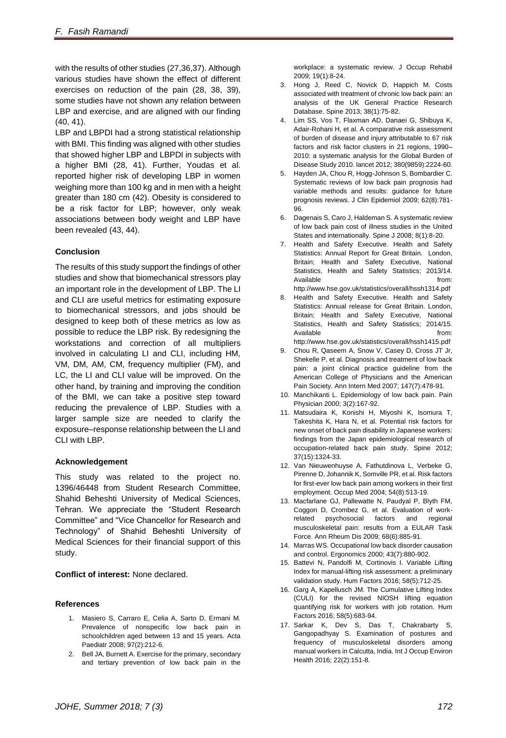with the results of other studies (27,36,37). Although various studies have shown the effect of different exercises on reduction of the pain (28, 38, 39), some studies have not shown any relation between LBP and exercise, and are aligned with our finding (40, 41).

LBP and LBPDI had a strong statistical relationship with BMI. This finding was aligned with other studies that showed higher LBP and LBPDI in subjects with a higher BMI (28, 41). Further, Youdas et al. reported higher risk of developing LBP in women weighing more than 100 kg and in men with a height greater than 180 cm (42). Obesity is considered to be a risk factor for LBP; however, only weak associations between body weight and LBP have been revealed (43, 44).

## Conclusion

The results of this study support the findings of other studies and show that biomechanical stressors play an important role in the development of LBP. The LI and CLI are useful metrics for estimating exposure to biomechanical stressors, and jobs should be designed to keep both of these metrics as low as possible to reduce the LBP risk. By redesigning the workstations and correction of all multipliers involved in calculating LI and CLI, including HM, VM, DM, AM, CM, frequency multiplier (FM), and LC, the LI and CLI value will be improved. On the other hand, by training and improving the condition of the BMI, we can take a positive step toward reducing the prevalence of LBP. Studies with a larger sample size are needed to clarify the exposure–response relationship between the LI and CLI with LBP.

## Acknowledgement

This study was related to the project no. 1396/46448 from Student Research Committee, Shahid Beheshti University of Medical Sciences, Tehran. We appreciate the "Student Research Committee" and "Vice Chancellor for Research and Technology" of Shahid Beheshti University of Medical Sciences for their financial support of this study.

**Conflict of interest:** None declared.

## References

1. Masiero S, Carraro E, Celia A, Sarto D, Ermani M. Prevalence of nonspecific low back pain in schoolchildren aged between 13 and 15 years. Acta Paediatr 2008; 97(2):212-6.
2. Bell JA, Burnett A. Exercise for the primary, secondary and tertiary prevention of low back pain in the workplace: a systematic review. J Occup Rehabil 2009; 19(1):8-24.
3. Hong J, Reed C, Novick D, Happich M. Costs associated with treatment of chronic low back pain: an analysis of the UK General Practice Research Database. Spine 2013; 38(1):75-82.
4. Lim SS, Vos T, Flaxman AD, Danaei G, Shibuya K, Adair-Rohani H, et al. A comparative risk assessment of burden of disease and injury attributable to 67 risk factors and risk factor clusters in 21 regions, 1990–2010: a systematic analysis for the Global Burden of Disease Study 2010. lancet 2012; 380(9859):2224-60.
5. Hayden JA, Chou R, Hogg-Johnson S, Bombardier C. Systematic reviews of low back pain prognosis had variable methods and results: guidance for future prognosis reviews. J Clin Epidemiol 2009; 62(8):781-96.
6. Dagenais S, Caro J, Haldeman S. A systematic review of low back pain cost of illness studies in the United States and internationally. Spine J 2008; 8(1):8-20.
7. Health and Safety Executive. Health and Safety Statistics: Annual Report for Great Britain. London, Britain; Health and Safety Executive, National Statistics, Health and Safety Statistics; 2013/14. Available from: http://www.hse.gov.uk/statistics/overall/hssh1314.pdf
8. Health and Safety Executive. Health and Safety Statistics: Annual release for Great Britain. London, Britain; Health and Safety Executive, National Statistics, Health and Safety Statistics; 2014/15. Available from: http://www.hse.gov.uk/statistics/overall/hssh1415.pdf
9. Chou R, Qaseem A, Snow V, Casey D, Cross JT Jr, Shekelle P, et al. Diagnosis and treatment of low back pain: a joint clinical practice guideline from the American College of Physicians and the American Pain Society. Ann Intern Med 2007; 147(7):478-91.
10. Manchikanti L. Epidemiology of low back pain. Pain Physician 2000; 3(2):167-92.
11. Matsudaira K, Konishi H, Miyoshi K, Isomura T, Takeshita K, Hara N, et al. Potential risk factors for new onset of back pain disability in Japanese workers: findings from the Japan epidemiological research of occupation-related back pain study. Spine 2012; 37(15):1324-33.
12. Van Nieuwenhuyse A, Fathutdinova L, Verbeke G, Pirenne D, Johannik K, Somville PR, et al. Risk factors for first-ever low back pain among workers in their first employment. Occup Med 2004; 54(8):513-19.
13. Macfarlane GJ, Pallewatte N, Paudyal P, Blyth FM, Coggon D, Crombez G, et al. Evaluation of work-related psychosocial factors and regional musculoskeletal pain: results from a EULAR Task Force. Ann Rheum Dis 2009; 68(6):885-91.
14. Marras WS. Occupational low back disorder causation and control. Ergonomics 2000; 43(7):880-902.
15. Battevi N, Pandolfi M, Cortinovis I. Variable Lifting Index for manual-lifting risk assessment: a preliminary validation study. Hum Factors 2016; 58(5):712-25.
16. Garg A, Kapellusch JM. The Cumulative Lifting Index (CULI) for the revised NIOSH lifting equation quantifying risk for workers with job rotation. Hum Factors 2016; 58(5):683-94.
17. Sarkar K, Dev S, Das T, Chakrabarty S, Gangopadhyay S. Examination of postures and frequency of musculoskeletal disorders among manual workers in Calcutta, India. Int J Occup Environ Health 2016; 22(2):151-8.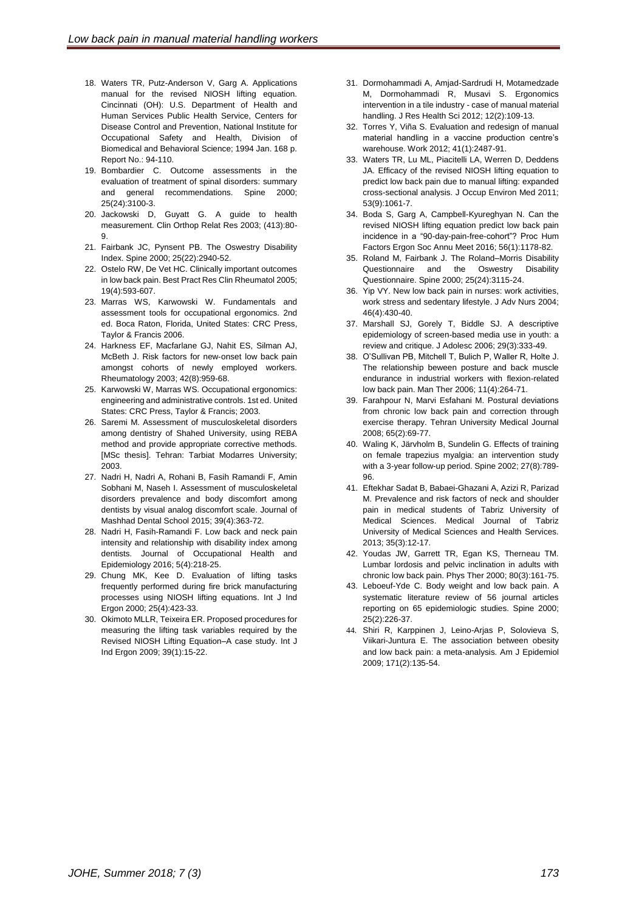18. Waters TR, Putz-Anderson V, Garg A. Applications manual for the revised NIOSH lifting equation. Cincinnati (OH): U.S. Department of Health and Human Services Public Health Service, Centers for Disease Control and Prevention, National Institute for Occupational Safety and Health, Division of Biomedical and Behavioral Science; 1994 Jan. 168 p. Report No.: 94-110.
19. Bombardier C. Outcome assessments in the evaluation of treatment of spinal disorders: summary and general recommendations. Spine 2000; 25(24):3100-3.
20. Jackowski D, Guyatt G. A guide to health measurement. Clin Orthop Relat Res 2003; (413):80-9.
21. Fairbank JC, Pynsent PB. The Oswestry Disability Index. Spine 2000; 25(22):2940-52.
22. Ostelo RW, De Vet HC. Clinically important outcomes in low back pain. Best Pract Res Clin Rheumatol 2005; 19(4):593-607.
23. Marras WS, Karwowski W. Fundamentals and assessment tools for occupational ergonomics. 2nd ed. Boca Raton, Florida, United States: CRC Press, Taylor & Francis 2006.
24. Harkness EF, Macfarlane GJ, Nahit ES, Silman AJ, McBeth J. Risk factors for new-onset low back pain amongst cohorts of newly employed workers. Rheumatology 2003; 42(8):959-68.
25. Karwowski W, Marras WS. Occupational ergonomics: engineering and administrative controls. 1st ed. United States: CRC Press, Taylor & Francis; 2003.
26. Saremi M. Assessment of musculoskeletal disorders among dentistry of Shahed University, using REBA method and provide appropriate corrective methods. [MSc thesis]. Tehran: Tarbiat Modarres University; 2003.
27. Nadri H, Nadri A, Rohani B, Fasih Ramandi F, Amin Sobhani M, Naseh I. Assessment of musculoskeletal disorders prevalence and body discomfort among dentists by visual analog discomfort scale. Journal of Mashhad Dental School 2015; 39(4):363-72.
28. Nadri H, Fasih-Ramandi F. Low back and neck pain intensity and relationship with disability index among dentists. Journal of Occupational Health and Epidemiology 2016; 5(4):218-25.
29. Chung MK, Kee D. Evaluation of lifting tasks frequently performed during fire brick manufacturing processes using NIOSH lifting equations. Int J Ind Ergon 2000; 25(4):423-33.
30. Okimoto MLLR, Teixeira ER. Proposed procedures for measuring the lifting task variables required by the Revised NIOSH Lifting Equation–A case study. Int J Ind Ergon 2009; 39(1):15-22.
31. Dormohammadi A, Amjad-Sardrudi H, Motamedzade M, Dormohammadi R, Musavi S. Ergonomics intervention in a tile industry - case of manual material handling. J Res Health Sci 2012; 12(2):109-13.
32. Torres Y, Viña S. Evaluation and redesign of manual material handling in a vaccine production centre's warehouse. Work 2012; 41(1):2487-91.
33. Waters TR, Lu ML, Piacitelli LA, Werren D, Deddens JA. Efficacy of the revised NIOSH lifting equation to predict low back pain due to manual lifting: expanded cross-sectional analysis. J Occup Environ Med 2011; 53(9):1061-7.
34. Boda S, Garg A, Campbell-Kyureghyan N. Can the revised NIOSH lifting equation predict low back pain incidence in a "90-day-pain-free-cohort"? Proc Hum Factors Ergon Soc Annu Meet 2016; 56(1):1178-82.
35. Roland M, Fairbank J. The Roland–Morris Disability Questionnaire and the Oswestry Disability Questionnaire. Spine 2000; 25(24):3115-24.
36. Yip VY. New low back pain in nurses: work activities, work stress and sedentary lifestyle. J Adv Nurs 2004; 46(4):430-40.
37. Marshall SJ, Gorely T, Biddle SJ. A descriptive epidemiology of screen-based media use in youth: a review and critique. J Adolesc 2006; 29(3):333-49.
38. O'Sullivan PB, Mitchell T, Bulich P, Waller R, Holte J. The relationship beween posture and back muscle endurance in industrial workers with flexion-related low back pain. Man Ther 2006; 11(4):264-71.
39. Farahpour N, Marvi Esfahani M. Postural deviations from chronic low back pain and correction through exercise therapy. Tehran University Medical Journal 2008; 65(2):69-77.
40. Waling K, Järvholm B, Sundelin G. Effects of training on female trapezius myalgia: an intervention study with a 3-year follow-up period. Spine 2002; 27(8):789-96.
41. Eftekhar Sadat B, Babaei-Ghazani A, Azizi R, Parizad M. Prevalence and risk factors of neck and shoulder pain in medical students of Tabriz University of Medical Sciences. Medical Journal of Tabriz University of Medical Sciences and Health Services. 2013; 35(3):12-17.
42. Youdas JW, Garrett TR, Egan KS, Therneau TM. Lumbar lordosis and pelvic inclination in adults with chronic low back pain. Phys Ther 2000; 80(3):161-75.
43. Leboeuf-Yde C. Body weight and low back pain. A systematic literature review of 56 journal articles reporting on 65 epidemiologic studies. Spine 2000; 25(2):226-37.
44. Shiri R, Karppinen J, Leino-Arjas P, Solovieva S, Viikari-Juntura E. The association between obesity and low back pain: a meta-analysis. Am J Epidemiol 2009; 171(2):135-54.